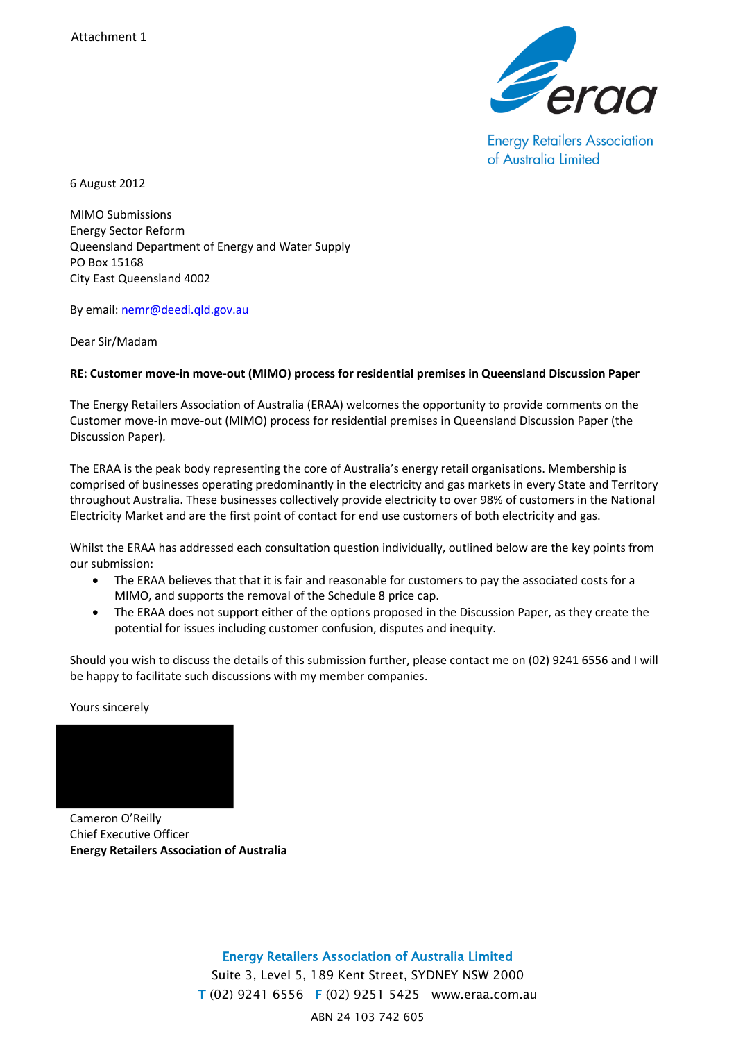Attachment 1

Energy Retailers Association of Australia Limited

6 August 2012

MIMO Submissions
Energy Sector Reform
Queensland Department of Energy and Water Supply
PO Box 15168
City East Queensland 4002

By email: nemr@deedi.qld.gov.au

Dear Sir/Madam

**RE: Customer move-in move-out (MIMO) process for residential premises in Queensland Discussion Paper**

The Energy Retailers Association of Australia (ERAA) welcomes the opportunity to provide comments on the Customer move-in move-out (MIMO) process for residential premises in Queensland Discussion Paper (the Discussion Paper).

The ERAA is the peak body representing the core of Australia's energy retail organisations. Membership is comprised of businesses operating predominantly in the electricity and gas markets in every State and Territory throughout Australia. These businesses collectively provide electricity to over 98% of customers in the National Electricity Market and are the first point of contact for end use customers of both electricity and gas.

Whilst the ERAA has addressed each consultation question individually, outlined below are the key points from our submission:

- The ERAA believes that that it is fair and reasonable for customers to pay the associated costs for a MIMO, and supports the removal of the Schedule 8 price cap.
- The ERAA does not support either of the options proposed in the Discussion Paper, as they create the potential for issues including customer confusion, disputes and inequity.

Should you wish to discuss the details of this submission further, please contact me on (02) 9241 6556 and I will be happy to facilitate such discussions with my member companies.

Yours sincerely

Cameron O'Reilly
Chief Executive Officer
**Energy Retailers Association of Australia**

Energy Retailers Association of Australia Limited
Suite 3, Level 5, 189 Kent Street, SYDNEY NSW 2000
T (02) 9241 6556 F (02) 9251 5425 www.eraa.com.au
ABN 24 103 742 605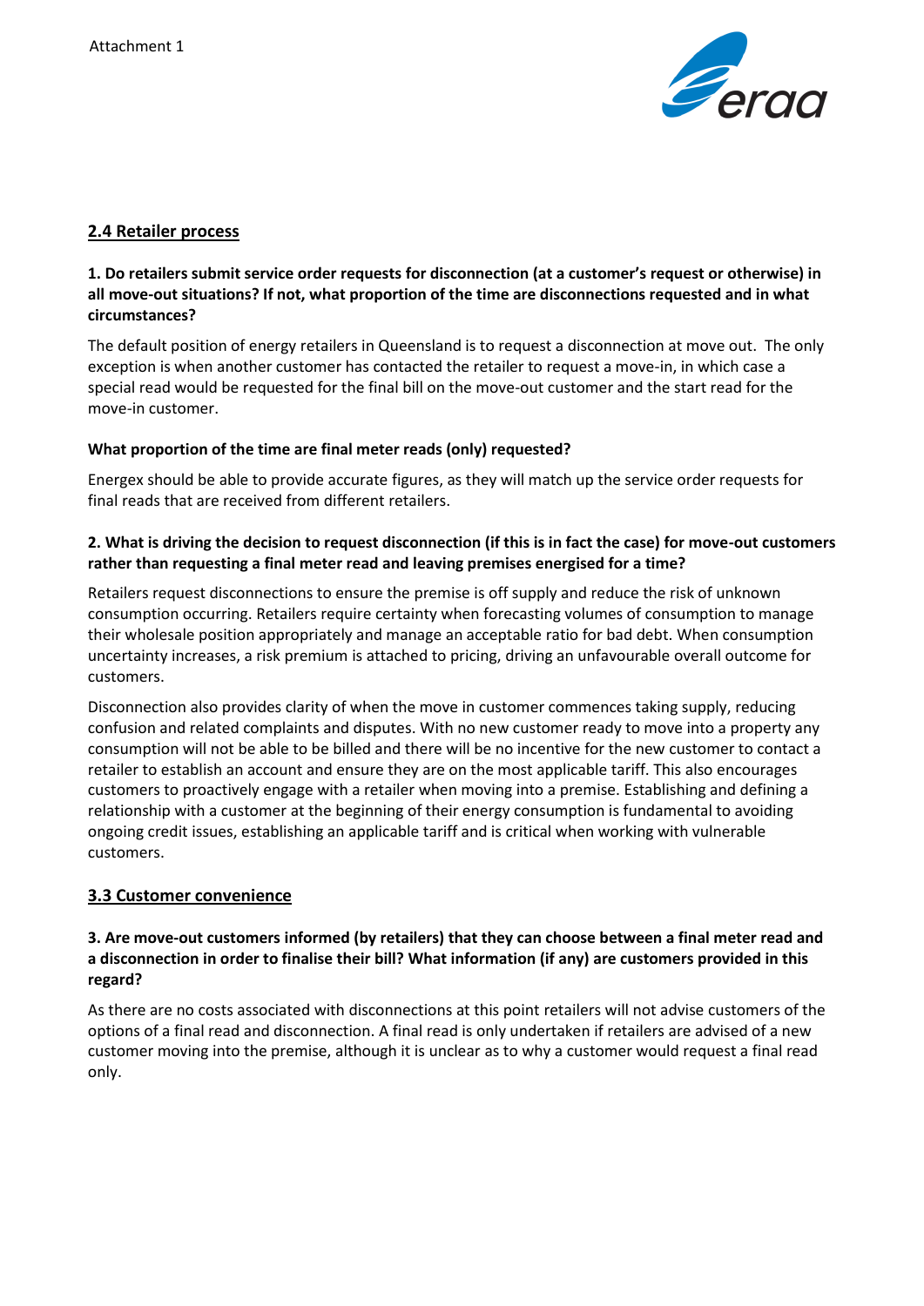Attachment 1

## 2.4 Retailer process

**1. Do retailers submit service order requests for disconnection (at a customer's request or otherwise) in all move-out situations? If not, what proportion of the time are disconnections requested and in what circumstances?**

The default position of energy retailers in Queensland is to request a disconnection at move out. The only exception is when another customer has contacted the retailer to request a move-in, in which case a special read would be requested for the final bill on the move-out customer and the start read for the move-in customer.

**What proportion of the time are final meter reads (only) requested?**

Energex should be able to provide accurate figures, as they will match up the service order requests for final reads that are received from different retailers.

**2. What is driving the decision to request disconnection (if this is in fact the case) for move-out customers rather than requesting a final meter read and leaving premises energised for a time?**

Retailers request disconnections to ensure the premise is off supply and reduce the risk of unknown consumption occurring. Retailers require certainty when forecasting volumes of consumption to manage their wholesale position appropriately and manage an acceptable ratio for bad debt. When consumption uncertainty increases, a risk premium is attached to pricing, driving an unfavourable overall outcome for customers.

Disconnection also provides clarity of when the move in customer commences taking supply, reducing confusion and related complaints and disputes. With no new customer ready to move into a property any consumption will not be able to be billed and there will be no incentive for the new customer to contact a retailer to establish an account and ensure they are on the most applicable tariff. This also encourages customers to proactively engage with a retailer when moving into a premise. Establishing and defining a relationship with a customer at the beginning of their energy consumption is fundamental to avoiding ongoing credit issues, establishing an applicable tariff and is critical when working with vulnerable customers.

## 3.3 Customer convenience

**3. Are move-out customers informed (by retailers) that they can choose between a final meter read and a disconnection in order to finalise their bill? What information (if any) are customers provided in this regard?**

As there are no costs associated with disconnections at this point retailers will not advise customers of the options of a final read and disconnection. A final read is only undertaken if retailers are advised of a new customer moving into the premise, although it is unclear as to why a customer would request a final read only.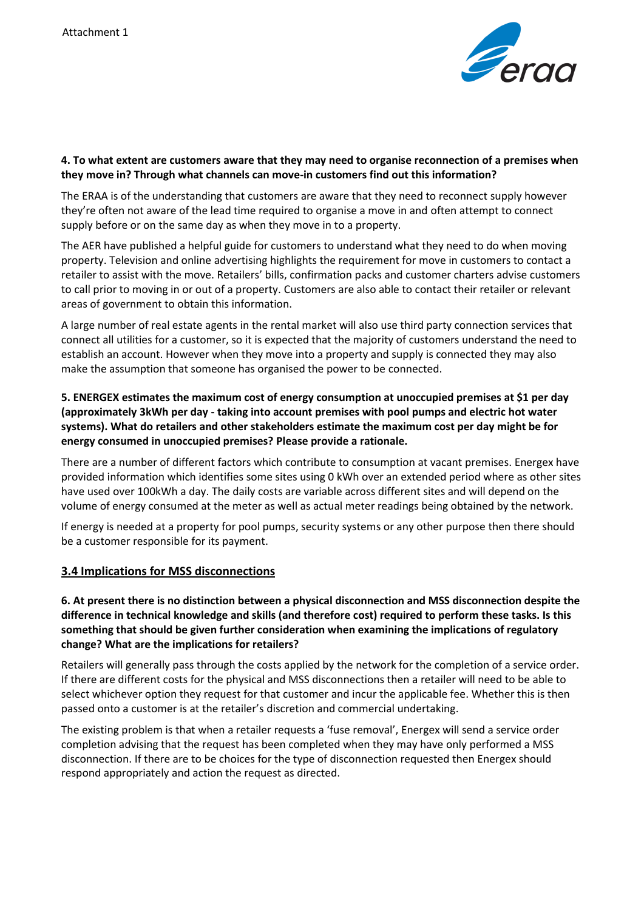Attachment 1

**4. To what extent are customers aware that they may need to organise reconnection of a premises when they move in? Through what channels can move-in customers find out this information?**

The ERAA is of the understanding that customers are aware that they need to reconnect supply however they're often not aware of the lead time required to organise a move in and often attempt to connect supply before or on the same day as when they move in to a property.

The AER have published a helpful guide for customers to understand what they need to do when moving property. Television and online advertising highlights the requirement for move in customers to contact a retailer to assist with the move. Retailers' bills, confirmation packs and customer charters advise customers to call prior to moving in or out of a property. Customers are also able to contact their retailer or relevant areas of government to obtain this information.

A large number of real estate agents in the rental market will also use third party connection services that connect all utilities for a customer, so it is expected that the majority of customers understand the need to establish an account. However when they move into a property and supply is connected they may also make the assumption that someone has organised the power to be connected.

**5. ENERGEX estimates the maximum cost of energy consumption at unoccupied premises at $1 per day (approximately 3kWh per day - taking into account premises with pool pumps and electric hot water systems). What do retailers and other stakeholders estimate the maximum cost per day might be for energy consumed in unoccupied premises? Please provide a rationale.**

There are a number of different factors which contribute to consumption at vacant premises. Energex have provided information which identifies some sites using 0 kWh over an extended period where as other sites have used over 100kWh a day. The daily costs are variable across different sites and will depend on the volume of energy consumed at the meter as well as actual meter readings being obtained by the network.

If energy is needed at a property for pool pumps, security systems or any other purpose then there should be a customer responsible for its payment.

## 3.4 Implications for MSS disconnections

**6. At present there is no distinction between a physical disconnection and MSS disconnection despite the difference in technical knowledge and skills (and therefore cost) required to perform these tasks. Is this something that should be given further consideration when examining the implications of regulatory change? What are the implications for retailers?**

Retailers will generally pass through the costs applied by the network for the completion of a service order. If there are different costs for the physical and MSS disconnections then a retailer will need to be able to select whichever option they request for that customer and incur the applicable fee. Whether this is then passed onto a customer is at the retailer's discretion and commercial undertaking.

The existing problem is that when a retailer requests a 'fuse removal', Energex will send a service order completion advising that the request has been completed when they may have only performed a MSS disconnection. If there are to be choices for the type of disconnection requested then Energex should respond appropriately and action the request as directed.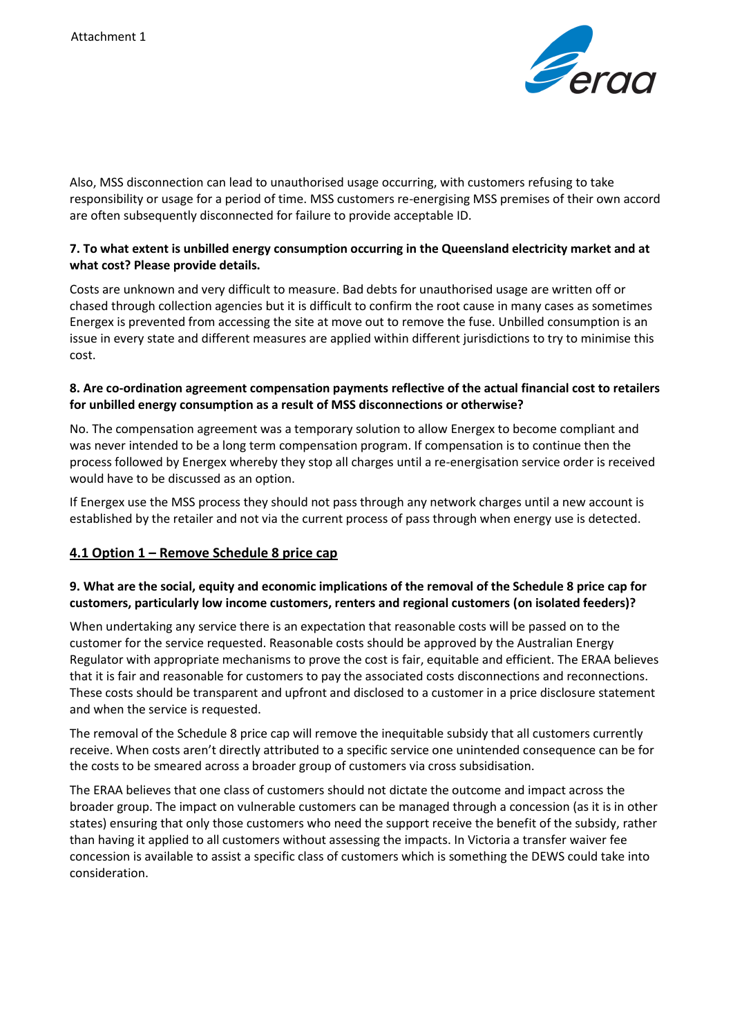Also, MSS disconnection can lead to unauthorised usage occurring, with customers refusing to take responsibility or usage for a period of time. MSS customers re-energising MSS premises of their own accord are often subsequently disconnected for failure to provide acceptable ID.

**7. To what extent is unbilled energy consumption occurring in the Queensland electricity market and at what cost? Please provide details.**

Costs are unknown and very difficult to measure. Bad debts for unauthorised usage are written off or chased through collection agencies but it is difficult to confirm the root cause in many cases as sometimes Energex is prevented from accessing the site at move out to remove the fuse. Unbilled consumption is an issue in every state and different measures are applied within different jurisdictions to try to minimise this cost.

**8. Are co-ordination agreement compensation payments reflective of the actual financial cost to retailers for unbilled energy consumption as a result of MSS disconnections or otherwise?**

No. The compensation agreement was a temporary solution to allow Energex to become compliant and was never intended to be a long term compensation program. If compensation is to continue then the process followed by Energex whereby they stop all charges until a re-energisation service order is received would have to be discussed as an option.

If Energex use the MSS process they should not pass through any network charges until a new account is established by the retailer and not via the current process of pass through when energy use is detected.

## 4.1 Option 1 – Remove Schedule 8 price cap

**9. What are the social, equity and economic implications of the removal of the Schedule 8 price cap for customers, particularly low income customers, renters and regional customers (on isolated feeders)?**

When undertaking any service there is an expectation that reasonable costs will be passed on to the customer for the service requested. Reasonable costs should be approved by the Australian Energy Regulator with appropriate mechanisms to prove the cost is fair, equitable and efficient. The ERAA believes that it is fair and reasonable for customers to pay the associated costs disconnections and reconnections. These costs should be transparent and upfront and disclosed to a customer in a price disclosure statement and when the service is requested.

The removal of the Schedule 8 price cap will remove the inequitable subsidy that all customers currently receive. When costs aren't directly attributed to a specific service one unintended consequence can be for the costs to be smeared across a broader group of customers via cross subsidisation.

The ERAA believes that one class of customers should not dictate the outcome and impact across the broader group. The impact on vulnerable customers can be managed through a concession (as it is in other states) ensuring that only those customers who need the support receive the benefit of the subsidy, rather than having it applied to all customers without assessing the impacts. In Victoria a transfer waiver fee concession is available to assist a specific class of customers which is something the DEWS could take into consideration.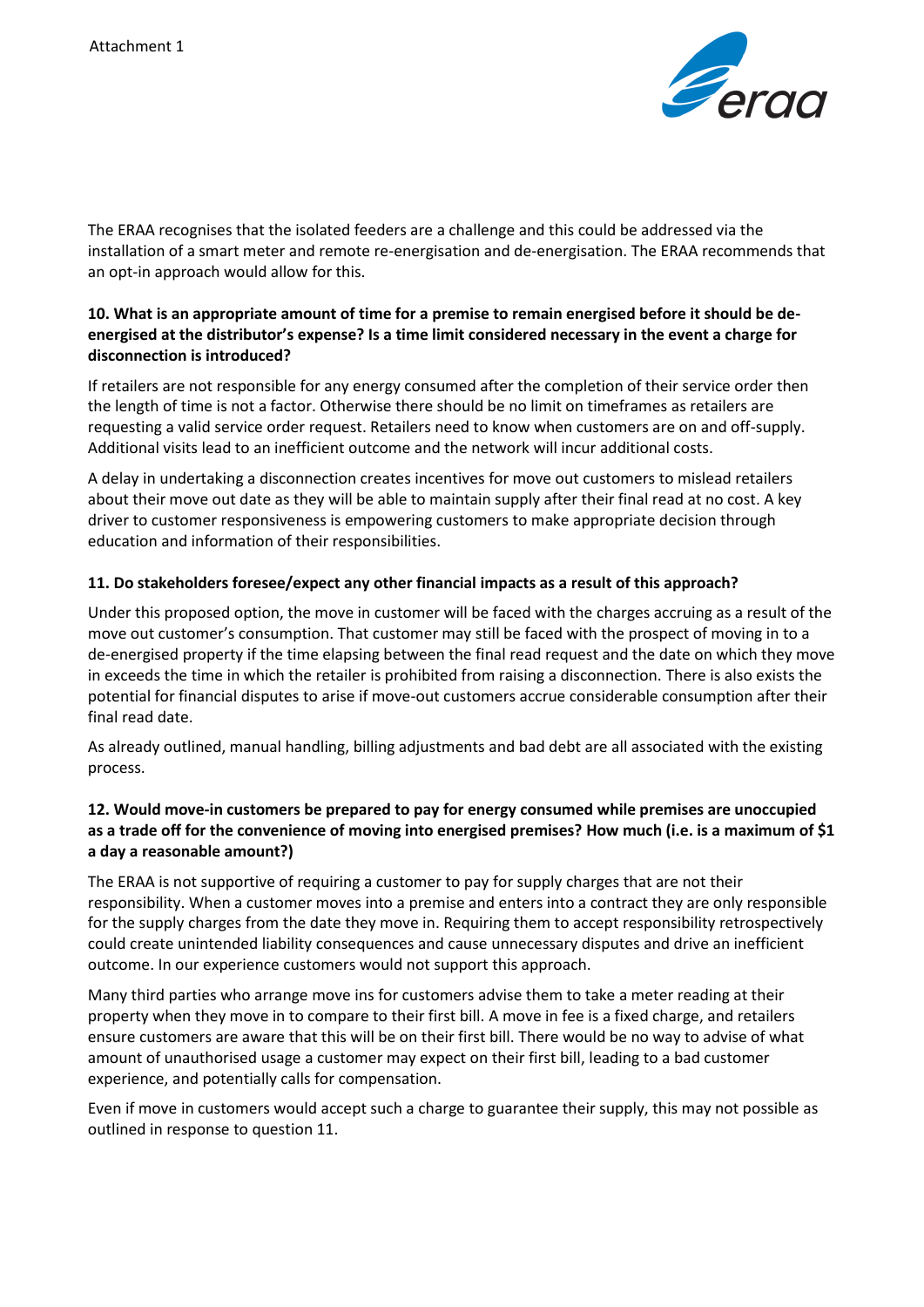Attachment 1

The ERAA recognises that the isolated feeders are a challenge and this could be addressed via the installation of a smart meter and remote re-energisation and de-energisation. The ERAA recommends that an opt-in approach would allow for this.

**10. What is an appropriate amount of time for a premise to remain energised before it should be de-energised at the distributor's expense? Is a time limit considered necessary in the event a charge for disconnection is introduced?**

If retailers are not responsible for any energy consumed after the completion of their service order then the length of time is not a factor. Otherwise there should be no limit on timeframes as retailers are requesting a valid service order request. Retailers need to know when customers are on and off-supply. Additional visits lead to an inefficient outcome and the network will incur additional costs.

A delay in undertaking a disconnection creates incentives for move out customers to mislead retailers about their move out date as they will be able to maintain supply after their final read at no cost. A key driver to customer responsiveness is empowering customers to make appropriate decision through education and information of their responsibilities.

**11. Do stakeholders foresee/expect any other financial impacts as a result of this approach?**

Under this proposed option, the move in customer will be faced with the charges accruing as a result of the move out customer's consumption. That customer may still be faced with the prospect of moving in to a de-energised property if the time elapsing between the final read request and the date on which they move in exceeds the time in which the retailer is prohibited from raising a disconnection. There is also exists the potential for financial disputes to arise if move-out customers accrue considerable consumption after their final read date.

As already outlined, manual handling, billing adjustments and bad debt are all associated with the existing process.

**12. Would move-in customers be prepared to pay for energy consumed while premises are unoccupied as a trade off for the convenience of moving into energised premises? How much (i.e. is a maximum of $1 a day a reasonable amount?)**

The ERAA is not supportive of requiring a customer to pay for supply charges that are not their responsibility. When a customer moves into a premise and enters into a contract they are only responsible for the supply charges from the date they move in. Requiring them to accept responsibility retrospectively could create unintended liability consequences and cause unnecessary disputes and drive an inefficient outcome. In our experience customers would not support this approach.

Many third parties who arrange move ins for customers advise them to take a meter reading at their property when they move in to compare to their first bill. A move in fee is a fixed charge, and retailers ensure customers are aware that this will be on their first bill. There would be no way to advise of what amount of unauthorised usage a customer may expect on their first bill, leading to a bad customer experience, and potentially calls for compensation.

Even if move in customers would accept such a charge to guarantee their supply, this may not possible as outlined in response to question 11.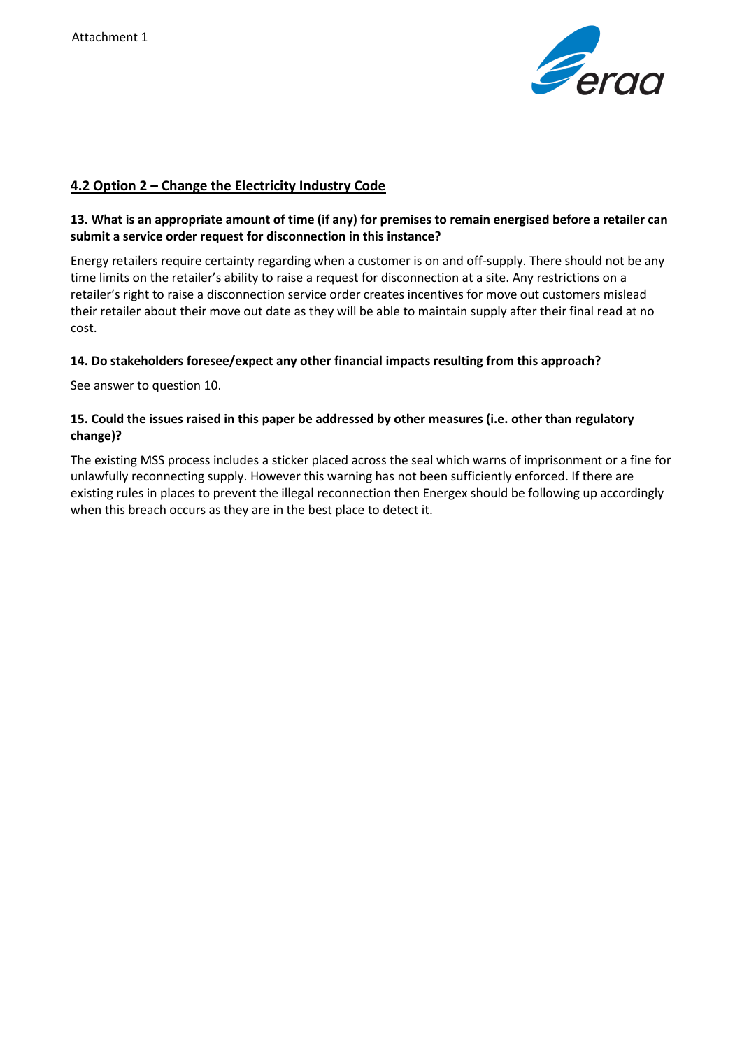Attachment 1

## 4.2 Option 2 – Change the Electricity Industry Code

**13. What is an appropriate amount of time (if any) for premises to remain energised before a retailer can submit a service order request for disconnection in this instance?**

Energy retailers require certainty regarding when a customer is on and off-supply. There should not be any time limits on the retailer's ability to raise a request for disconnection at a site. Any restrictions on a retailer's right to raise a disconnection service order creates incentives for move out customers mislead their retailer about their move out date as they will be able to maintain supply after their final read at no cost.

**14. Do stakeholders foresee/expect any other financial impacts resulting from this approach?**

See answer to question 10.

**15. Could the issues raised in this paper be addressed by other measures (i.e. other than regulatory change)?**

The existing MSS process includes a sticker placed across the seal which warns of imprisonment or a fine for unlawfully reconnecting supply. However this warning has not been sufficiently enforced. If there are existing rules in places to prevent the illegal reconnection then Energex should be following up accordingly when this breach occurs as they are in the best place to detect it.